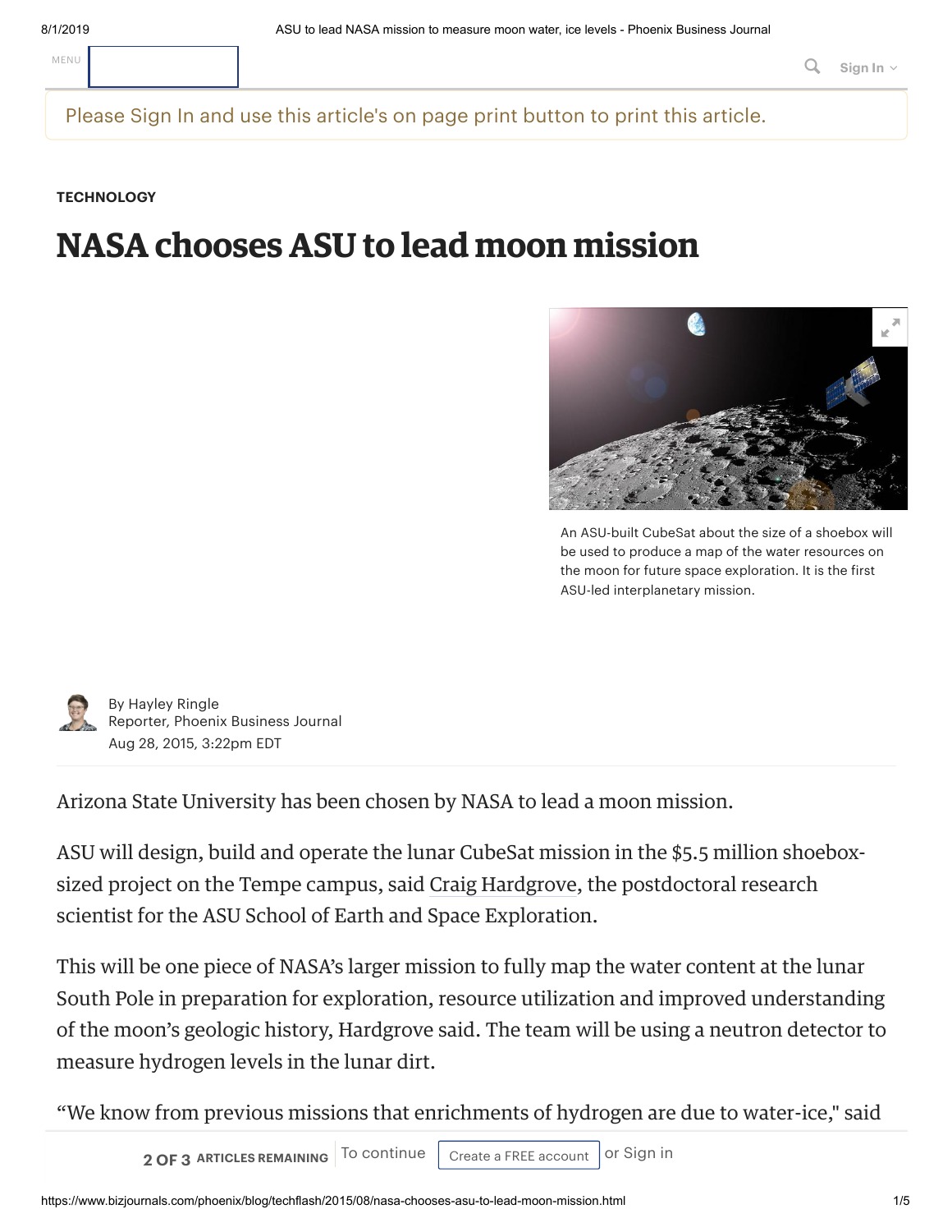TECHNOLOGY

# NASA chooses ASU to lead moon mission

An ASU-built CubeSat about the size of a shoebox will be used to produce a map of the water resources on the moon for future space exploration. It is the first ASU-led interplanetary mission.

By Hayley Ringle
Reporter, Phoenix Business Journal
Aug 28, 2015, 3:22pm EDT

Arizona State University has been chosen by NASA to lead a moon mission.

ASU will design, build and operate the lunar CubeSat mission in the $5.5 million shoebox-sized project on the Tempe campus, said Craig Hardgrove, the postdoctoral research scientist for the ASU School of Earth and Space Exploration.

This will be one piece of NASA's larger mission to fully map the water content at the lunar South Pole in preparation for exploration, resource utilization and improved understanding of the moon's geologic history, Hardgrove said. The team will be using a neutron detector to measure hydrogen levels in the lunar dirt.

"We know from previous missions that enrichments of hydrogen are due to water-ice," said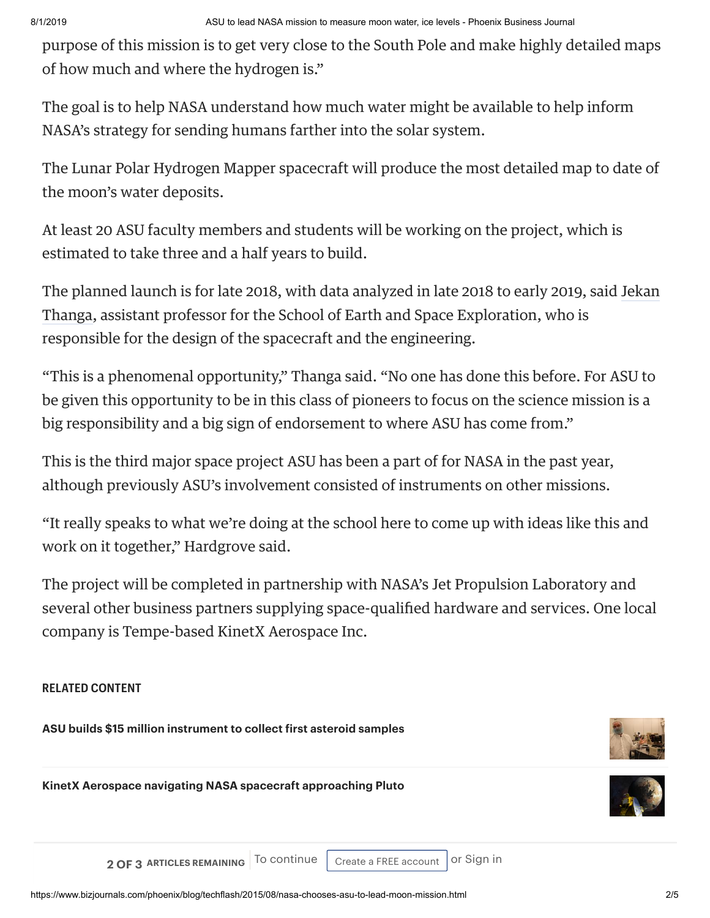purpose of this mission is to get very close to the South Pole and make highly detailed maps of how much and where the hydrogen is."

The goal is to help NASA understand how much water might be available to help inform NASA's strategy for sending humans farther into the solar system.

The Lunar Polar Hydrogen Mapper spacecraft will produce the most detailed map to date of the moon's water deposits.

At least 20 ASU faculty members and students will be working on the project, which is estimated to take three and a half years to build.

The planned launch is for late 2018, with data analyzed in late 2018 to early 2019, said Jekan Thanga, assistant professor for the School of Earth and Space Exploration, who is responsible for the design of the spacecraft and the engineering.

"This is a phenomenal opportunity," Thanga said. "No one has done this before. For ASU to be given this opportunity to be in this class of pioneers to focus on the science mission is a big responsibility and a big sign of endorsement to where ASU has come from."

This is the third major space project ASU has been a part of for NASA in the past year, although previously ASU's involvement consisted of instruments on other missions.

"It really speaks to what we're doing at the school here to come up with ideas like this and work on it together," Hardgrove said.

The project will be completed in partnership with NASA's Jet Propulsion Laboratory and several other business partners supplying space-qualified hardware and services. One local company is Tempe-based KinetX Aerospace Inc.

**RELATED CONTENT**

**ASU builds $15 million instrument to collect first asteroid samples**

**KinetX Aerospace navigating NASA spacecraft approaching Pluto**

**2 OF 3** ARTICLES REMAINING | To continue Create a FREE account or Sign in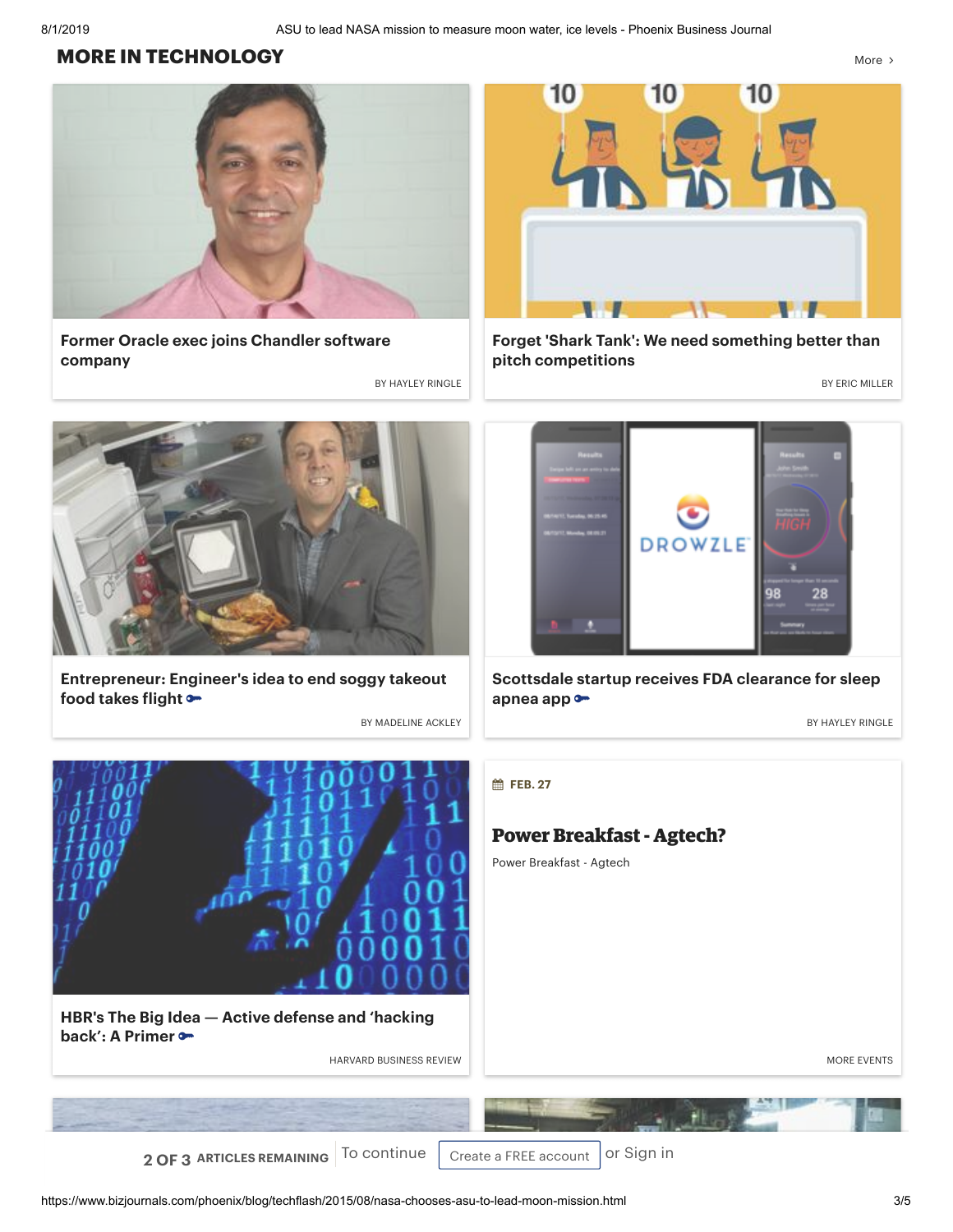## MORE IN TECHNOLOGY

More ›

**Former Oracle exec joins Chandler software company**

BY HAYLEY RINGLE

**Forget 'Shark Tank': We need something better than pitch competitions**

BY ERIC MILLER

**Entrepreneur: Engineer's idea to end soggy takeout food takes flight**

BY MADELINE ACKLEY

**Scottsdale startup receives FDA clearance for sleep apnea app**

BY HAYLEY RINGLE

**HBR's The Big Idea — Active defense and 'hacking back': A Primer**

HARVARD BUSINESS REVIEW

**FEB. 27**

### Power Breakfast - Agtech?

Power Breakfast - Agtech

MORE EVENTS

2 OF 3 ARTICLES REMAINING To continue Create a FREE account or Sign in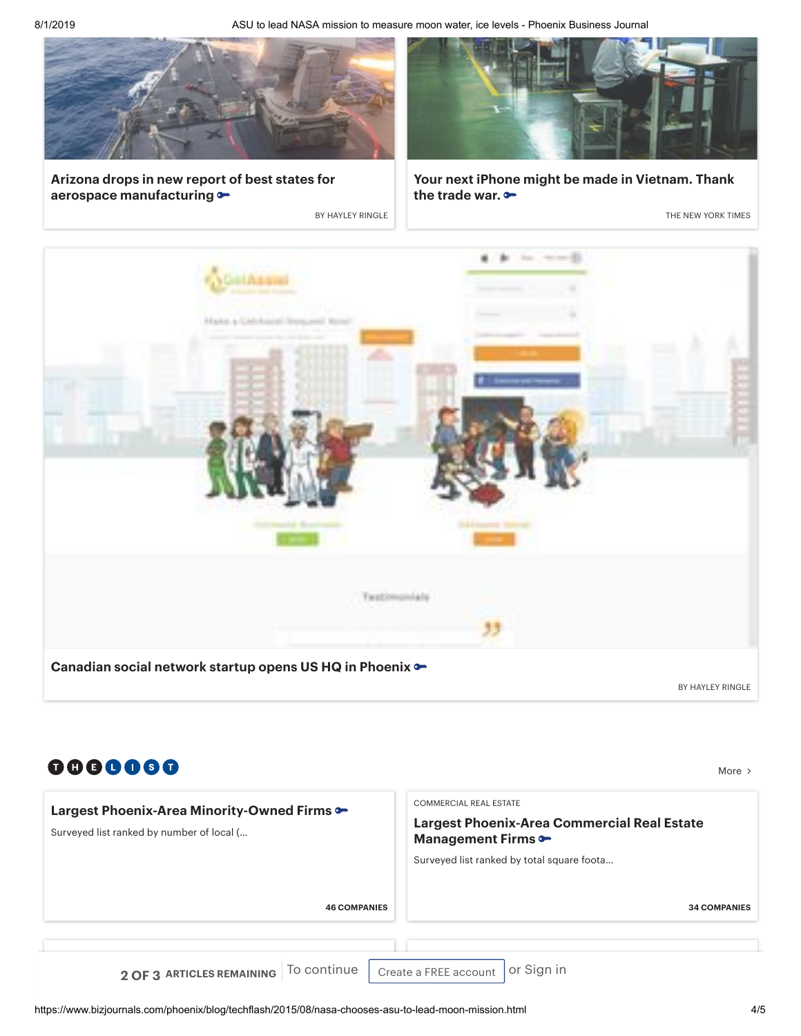**Arizona drops in new report of best states for aerospace manufacturing**

BY HAYLEY RINGLE

**Your next iPhone might be made in Vietnam. Thank the trade war.**

THE NEW YORK TIMES

**Canadian social network startup opens US HQ in Phoenix**

BY HAYLEY RINGLE

## THE LIST

More ›

**Largest Phoenix-Area Minority-Owned Firms**

Surveyed list ranked by number of local (...

46 COMPANIES

COMMERCIAL REAL ESTATE

**Largest Phoenix-Area Commercial Real Estate Management Firms**

Surveyed list ranked by total square foota...

34 COMPANIES

2 OF 3 ARTICLES REMAINING To continue Create a FREE account or Sign in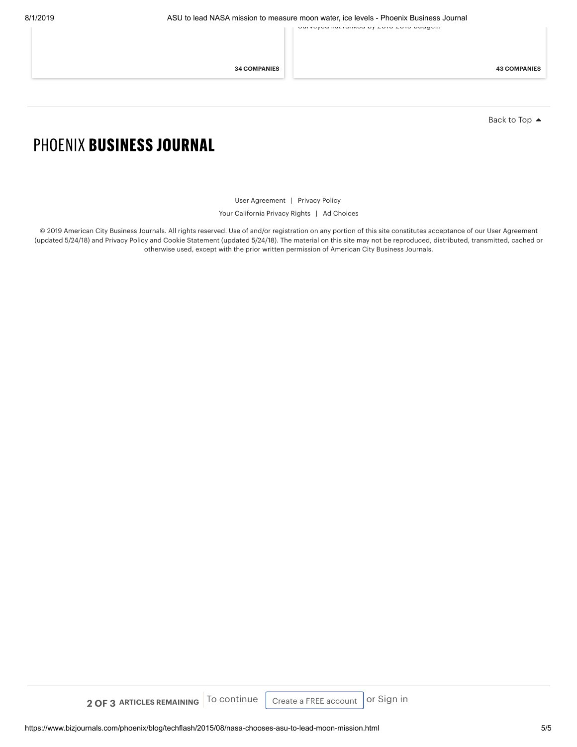Surveyed list ranked by 2018-2019 budge...

34 COMPANIES

43 COMPANIES

Back to Top

PHOENIX **BUSINESS JOURNAL**

User Agreement | Privacy Policy

Your California Privacy Rights | Ad Choices

© 2019 American City Business Journals. All rights reserved. Use of and/or registration on any portion of this site constitutes acceptance of our User Agreement (updated 5/24/18) and Privacy Policy and Cookie Statement (updated 5/24/18). The material on this site may not be reproduced, distributed, transmitted, cached or otherwise used, except with the prior written permission of American City Business Journals.

**2 OF 3** ARTICLES REMAINING To continue Create a FREE account or Sign in